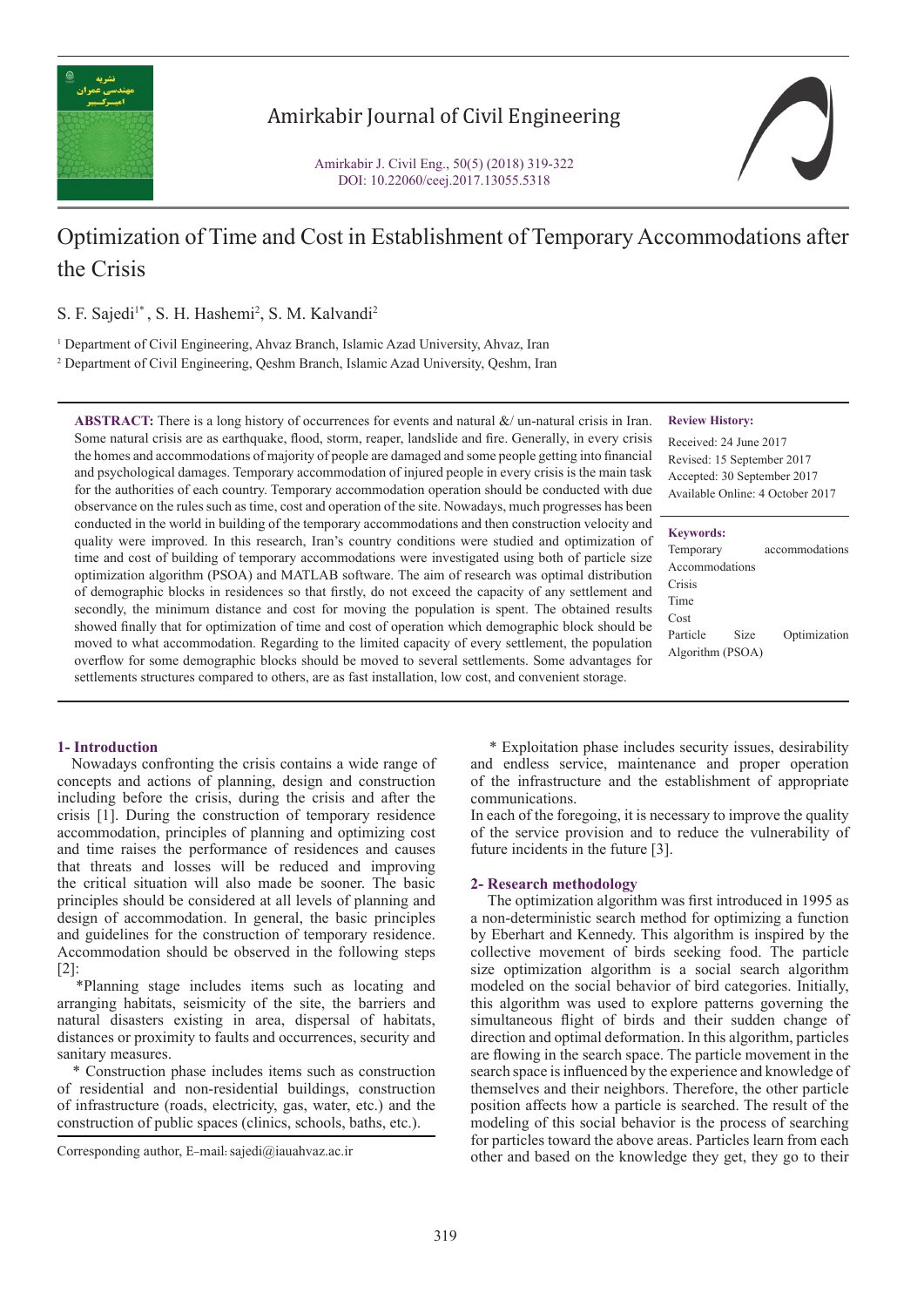# Optimization of Time and Cost in Establishment of Temporary Accommodations after the Crisis

S. F. Sajedi[1*], S. H. Hashemi[2], S. M. Kalvandi[2]

[1] Department of Civil Engineering, Ahvaz Branch, Islamic Azad University, Ahvaz, Iran

[2] Department of Civil Engineering, Qeshm Branch, Islamic Azad University, Qeshm, Iran

**ABSTRACT:** There is a long history of occurrences for events and natural &/ un-natural crisis in Iran. Some natural crisis are as earthquake, flood, storm, reaper, landslide and fire. Generally, in every crisis the homes and accommodations of majority of people are damaged and some people getting into financial and psychological damages. Temporary accommodation of injured people in every crisis is the main task for the authorities of each country. Temporary accommodation operation should be conducted with due observance on the rules such as time, cost and operation of the site. Nowadays, much progresses has been conducted in the world in building of the temporary accommodations and then construction velocity and quality were improved. In this research, Iran's country conditions were studied and optimization of time and cost of building of temporary accommodations were investigated using both of particle size optimization algorithm (PSOA) and MATLAB software. The aim of research was optimal distribution of demographic blocks in residences so that firstly, do not exceed the capacity of any settlement and secondly, the minimum distance and cost for moving the population is spent. The obtained results showed finally that for optimization of time and cost of operation which demographic block should be moved to what accommodation. Regarding to the limited capacity of every settlement, the population overflow for some demographic blocks should be moved to several settlements. Some advantages for settlements structures compared to others, are as fast installation, low cost, and convenient storage.

**Review History:**

Received: 24 June 2017
Revised: 15 September 2017
Accepted: 30 September 2017
Available Online: 4 October 2017

**Keywords:**

Temporary accommodations
Accommodations
Crisis
Time
Cost
Particle Size Optimization Algorithm (PSOA)

## 1- Introduction

Nowadays confronting the crisis contains a wide range of concepts and actions of planning, design and construction including before the crisis, during the crisis and after the crisis [1]. During the construction of temporary residence accommodation, principles of planning and optimizing cost and time raises the performance of residences and causes that threats and losses will be reduced and improving the critical situation will also made be sooner. The basic principles should be considered at all levels of planning and design of accommodation. In general, the basic principles and guidelines for the construction of temporary residence. Accommodation should be observed in the following steps [2]:

*Planning stage includes items such as locating and arranging habitats, seismicity of the site, the barriers and natural disasters existing in area, dispersal of habitats, distances or proximity to faults and occurrences, security and sanitary measures.

* Construction phase includes items such as construction of residential and non-residential buildings, construction of infrastructure (roads, electricity, gas, water, etc.) and the construction of public spaces (clinics, schools, baths, etc.).

* Exploitation phase includes security issues, desirability and endless service, maintenance and proper operation of the infrastructure and the establishment of appropriate communications.

In each of the foregoing, it is necessary to improve the quality of the service provision and to reduce the vulnerability of future incidents in the future [3].

## 2- Research methodology

The optimization algorithm was first introduced in 1995 as a non-deterministic search method for optimizing a function by Eberhart and Kennedy. This algorithm is inspired by the collective movement of birds seeking food. The particle size optimization algorithm is a social search algorithm modeled on the social behavior of bird categories. Initially, this algorithm was used to explore patterns governing the simultaneous flight of birds and their sudden change of direction and optimal deformation. In this algorithm, particles are flowing in the search space. The particle movement in the search space is influenced by the experience and knowledge of themselves and their neighbors. Therefore, the other particle position affects how a particle is searched. The result of the modeling of this social behavior is the process of searching for particles toward the above areas. Particles learn from each other and based on the knowledge they get, they go to their

Corresponding author, E-mail: sajedi@iauahvaz.ac.ir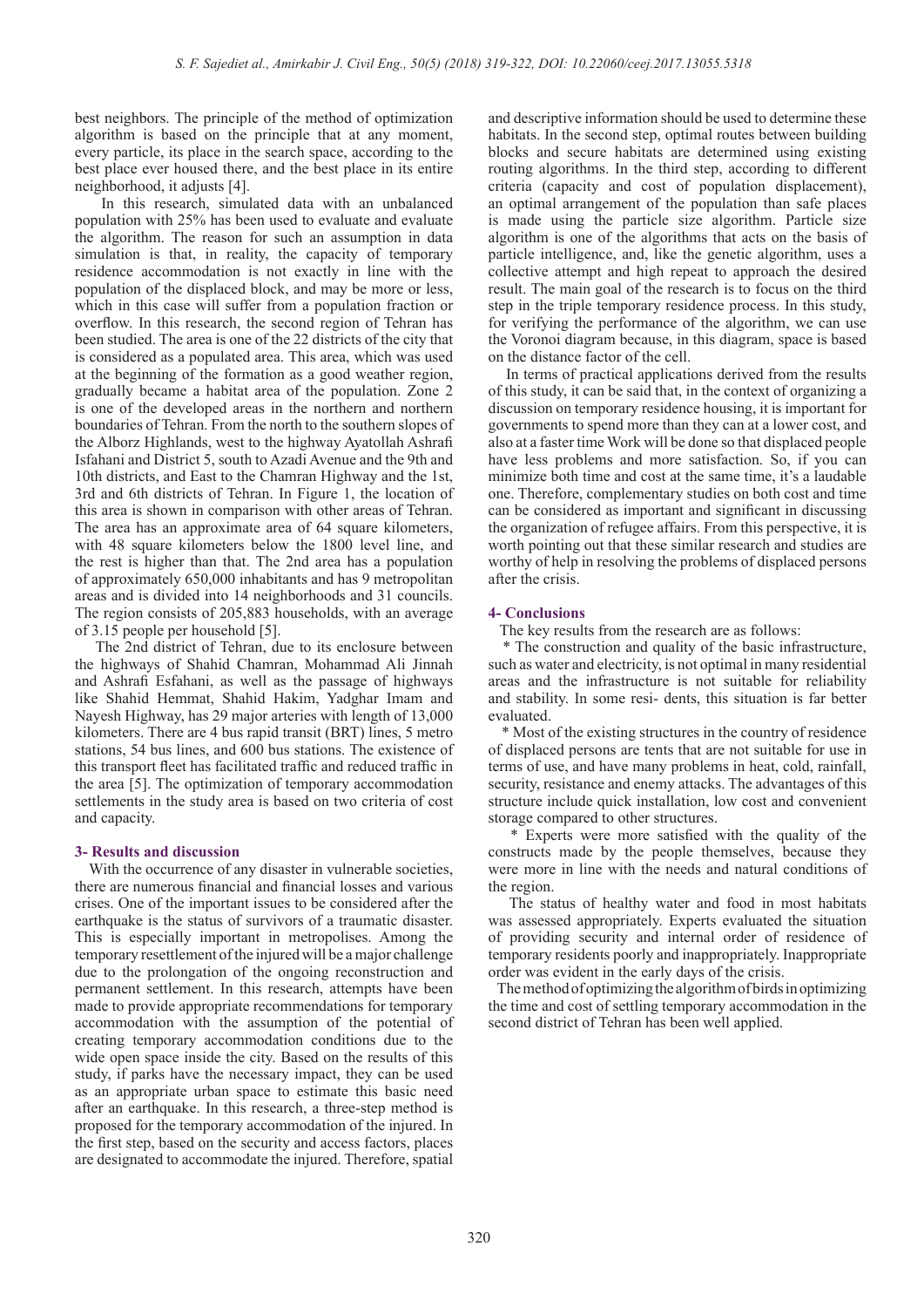best neighbors. The principle of the method of optimization algorithm is based on the principle that at any moment, every particle, its place in the search space, according to the best place ever housed there, and the best place in its entire neighborhood, it adjusts [4].

In this research, simulated data with an unbalanced population with 25% has been used to evaluate and evaluate the algorithm. The reason for such an assumption in data simulation is that, in reality, the capacity of temporary residence accommodation is not exactly in line with the population of the displaced block, and may be more or less, which in this case will suffer from a population fraction or overflow. In this research, the second region of Tehran has been studied. The area is one of the 22 districts of the city that is considered as a populated area. This area, which was used at the beginning of the formation as a good weather region, gradually became a habitat area of the population. Zone 2 is one of the developed areas in the northern and northern boundaries of Tehran. From the north to the southern slopes of the Alborz Highlands, west to the highway Ayatollah Ashrafi Isfahani and District 5, south to Azadi Avenue and the 9th and 10th districts, and East to the Chamran Highway and the 1st, 3rd and 6th districts of Tehran. In Figure 1, the location of this area is shown in comparison with other areas of Tehran. The area has an approximate area of 64 square kilometers, with 48 square kilometers below the 1800 level line, and the rest is higher than that. The 2nd area has a population of approximately 650,000 inhabitants and has 9 metropolitan areas and is divided into 14 neighborhoods and 31 councils. The region consists of 205,883 households, with an average of 3.15 people per household [5].

The 2nd district of Tehran, due to its enclosure between the highways of Shahid Chamran, Mohammad Ali Jinnah and Ashrafi Esfahani, as well as the passage of highways like Shahid Hemmat, Shahid Hakim, Yadghar Imam and Nayesh Highway, has 29 major arteries with length of 13,000 kilometers. There are 4 bus rapid transit (BRT) lines, 5 metro stations, 54 bus lines, and 600 bus stations. The existence of this transport fleet has facilitated traffic and reduced traffic in the area [5]. The optimization of temporary accommodation settlements in the study area is based on two criteria of cost and capacity.

## 3- Results and discussion

With the occurrence of any disaster in vulnerable societies, there are numerous financial and financial losses and various crises. One of the important issues to be considered after the earthquake is the status of survivors of a traumatic disaster. This is especially important in metropolises. Among the temporary resettlement of the injured will be a major challenge due to the prolongation of the ongoing reconstruction and permanent settlement. In this research, attempts have been made to provide appropriate recommendations for temporary accommodation with the assumption of the potential of creating temporary accommodation conditions due to the wide open space inside the city. Based on the results of this study, if parks have the necessary impact, they can be used as an appropriate urban space to estimate this basic need after an earthquake. In this research, a three-step method is proposed for the temporary accommodation of the injured. In the first step, based on the security and access factors, places are designated to accommodate the injured. Therefore, spatial and descriptive information should be used to determine these habitats. In the second step, optimal routes between building blocks and secure habitats are determined using existing routing algorithms. In the third step, according to different criteria (capacity and cost of population displacement), an optimal arrangement of the population than safe places is made using the particle size algorithm. Particle size algorithm is one of the algorithms that acts on the basis of particle intelligence, and, like the genetic algorithm, uses a collective attempt and high repeat to approach the desired result. The main goal of the research is to focus on the third step in the triple temporary residence process. In this study, for verifying the performance of the algorithm, we can use the Voronoi diagram because, in this diagram, space is based on the distance factor of the cell.

In terms of practical applications derived from the results of this study, it can be said that, in the context of organizing a discussion on temporary residence housing, it is important for governments to spend more than they can at a lower cost, and also at a faster time Work will be done so that displaced people have less problems and more satisfaction. So, if you can minimize both time and cost at the same time, it's a laudable one. Therefore, complementary studies on both cost and time can be considered as important and significant in discussing the organization of refugee affairs. From this perspective, it is worth pointing out that these similar research and studies are worthy of help in resolving the problems of displaced persons after the crisis.

## 4- Conclusions

The key results from the research are as follows:

* The construction and quality of the basic infrastructure, such as water and electricity, is not optimal in many residential areas and the infrastructure is not suitable for reliability and stability. In some resi- dents, this situation is far better evaluated.

* Most of the existing structures in the country of residence of displaced persons are tents that are not suitable for use in terms of use, and have many problems in heat, cold, rainfall, security, resistance and enemy attacks. The advantages of this structure include quick installation, low cost and convenient storage compared to other structures.

* Experts were more satisfied with the quality of the constructs made by the people themselves, because they were more in line with the needs and natural conditions of the region.

The status of healthy water and food in most habitats was assessed appropriately. Experts evaluated the situation of providing security and internal order of residence of temporary residents poorly and inappropriately. Inappropriate order was evident in the early days of the crisis.

The method of optimizing the algorithm of birds in optimizing the time and cost of settling temporary accommodation in the second district of Tehran has been well applied.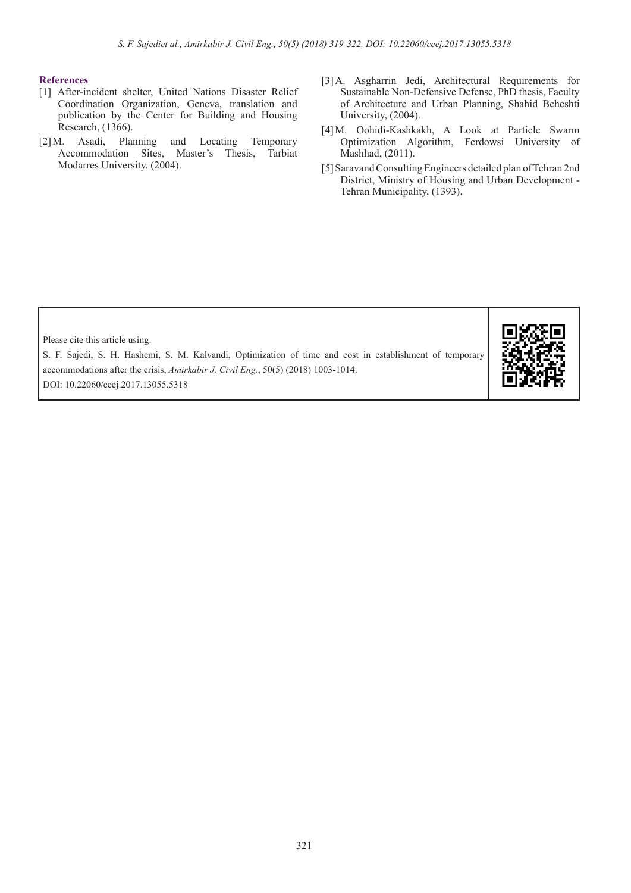## References

[1] After-incident shelter, United Nations Disaster Relief Coordination Organization, Geneva, translation and publication by the Center for Building and Housing Research, (1366).

[2] M. Asadi, Planning and Locating Temporary Accommodation Sites, Master's Thesis, Tarbiat Modarres University, (2004).

[3] A. Asgharrin Jedi, Architectural Requirements for Sustainable Non-Defensive Defense, PhD thesis, Faculty of Architecture and Urban Planning, Shahid Beheshti University, (2004).

[4] M. Oohidi-Kashkakh, A Look at Particle Swarm Optimization Algorithm, Ferdowsi University of Mashhad, (2011).

[5] Saravand Consulting Engineers detailed plan of Tehran 2nd District, Ministry of Housing and Urban Development - Tehran Municipality, (1393).

Please cite this article using:

S. F. Sajedi, S. H. Hashemi, S. M. Kalvandi, Optimization of time and cost in establishment of temporary accommodations after the crisis, *Amirkabir J. Civil Eng.*, 50(5) (2018) 1003-1014.

DOI: 10.22060/ceej.2017.13055.5318